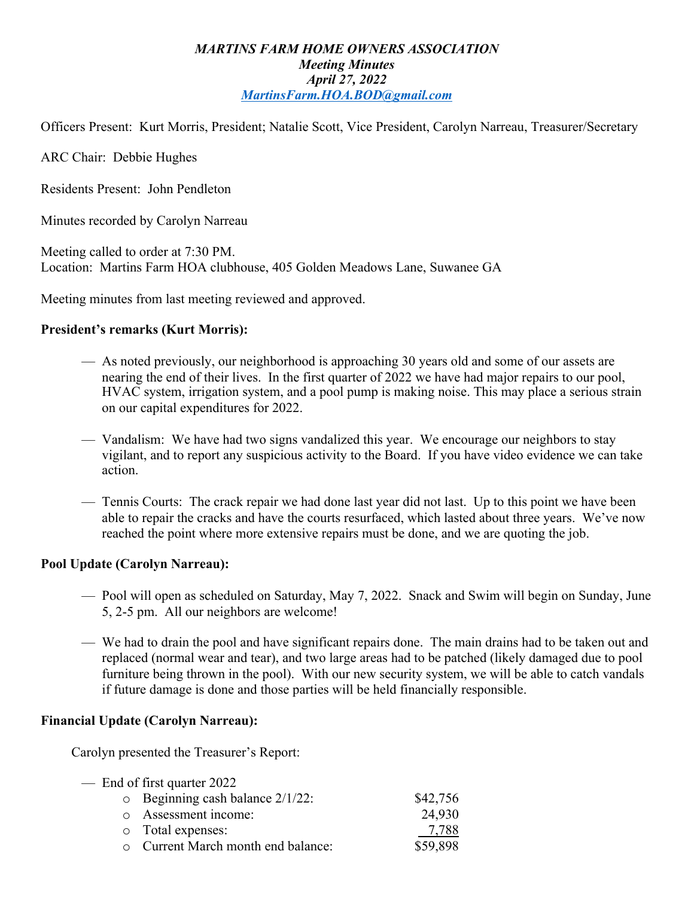***MARTINS FARM HOME OWNERS ASSOCIATION***
***Meeting Minutes***
***April 27, 2022***
***MartinsFarm.HOA.BOD@gmail.com***

Officers Present: Kurt Morris, President; Natalie Scott, Vice President, Carolyn Narreau, Treasurer/Secretary

ARC Chair: Debbie Hughes

Residents Present: John Pendleton

Minutes recorded by Carolyn Narreau

Meeting called to order at 7:30 PM.
Location: Martins Farm HOA clubhouse, 405 Golden Meadows Lane, Suwanee GA

Meeting minutes from last meeting reviewed and approved.

**President's remarks (Kurt Morris):**

- As noted previously, our neighborhood is approaching 30 years old and some of our assets are nearing the end of their lives. In the first quarter of 2022 we have had major repairs to our pool, HVAC system, irrigation system, and a pool pump is making noise. This may place a serious strain on our capital expenditures for 2022.

- Vandalism: We have had two signs vandalized this year. We encourage our neighbors to stay vigilant, and to report any suspicious activity to the Board. If you have video evidence we can take action.

- Tennis Courts: The crack repair we had done last year did not last. Up to this point we have been able to repair the cracks and have the courts resurfaced, which lasted about three years. We've now reached the point where more extensive repairs must be done, and we are quoting the job.

**Pool Update (Carolyn Narreau):**

- Pool will open as scheduled on Saturday, May 7, 2022. Snack and Swim will begin on Sunday, June 5, 2-5 pm. All our neighbors are welcome!

- We had to drain the pool and have significant repairs done. The main drains had to be taken out and replaced (normal wear and tear), and two large areas had to be patched (likely damaged due to pool furniture being thrown in the pool). With our new security system, we will be able to catch vandals if future damage is done and those parties will be held financially responsible.

**Financial Update (Carolyn Narreau):**

Carolyn presented the Treasurer's Report:

- End of first quarter 2022
  - Beginning cash balance 2/1/22: $42,756
  - Assessment income: 24,930
  - Total expenses: 7,788
  - Current March month end balance: $59,898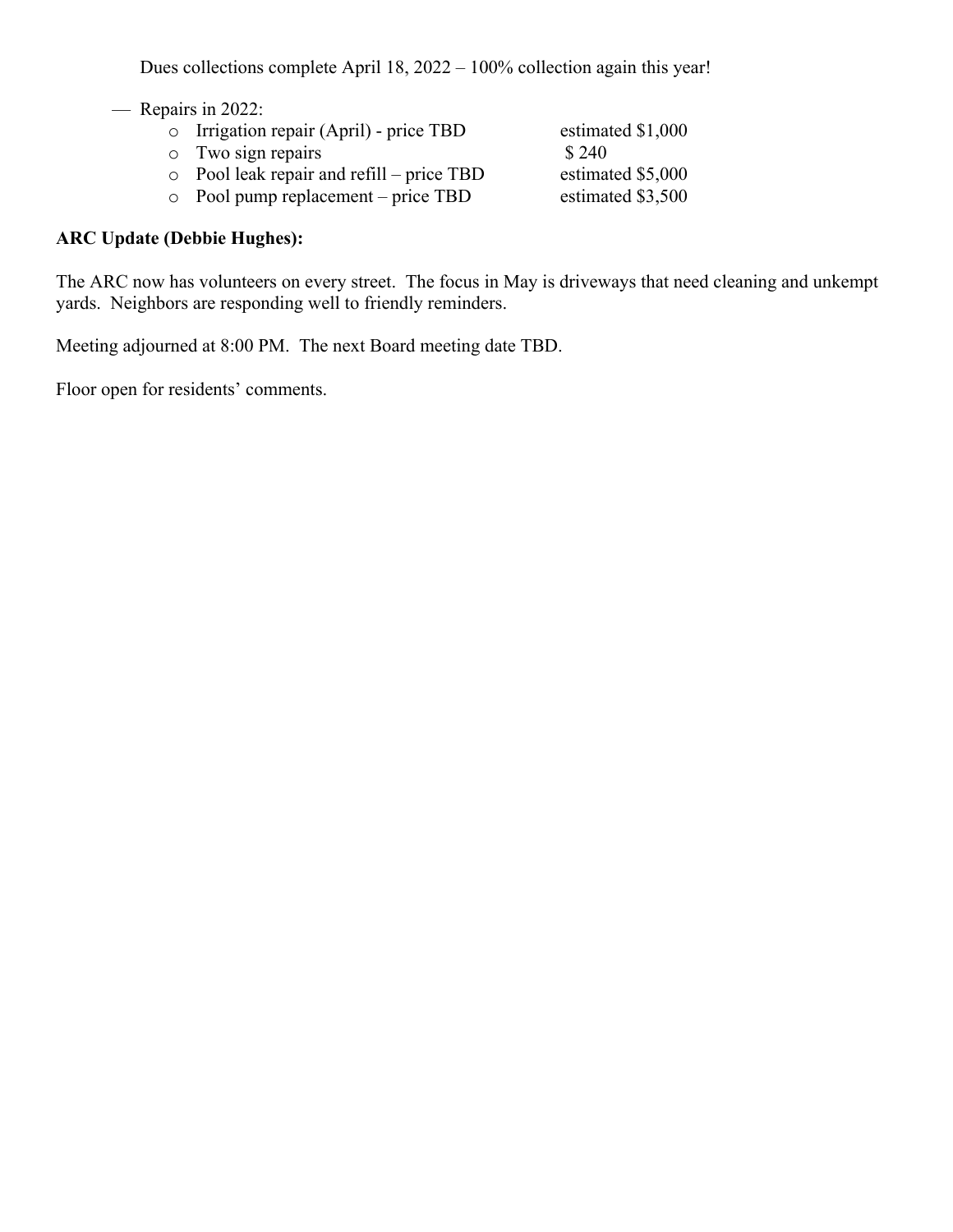Dues collections complete April 18, 2022 – 100% collection again this year!

- Repairs in 2022:
  - Irrigation repair (April) - price TBD — estimated $1,000
  - Two sign repairs — $ 240
  - Pool leak repair and refill – price TBD — estimated $5,000
  - Pool pump replacement – price TBD — estimated $3,500

**ARC Update (Debbie Hughes):**

The ARC now has volunteers on every street. The focus in May is driveways that need cleaning and unkempt yards. Neighbors are responding well to friendly reminders.

Meeting adjourned at 8:00 PM. The next Board meeting date TBD.

Floor open for residents' comments.